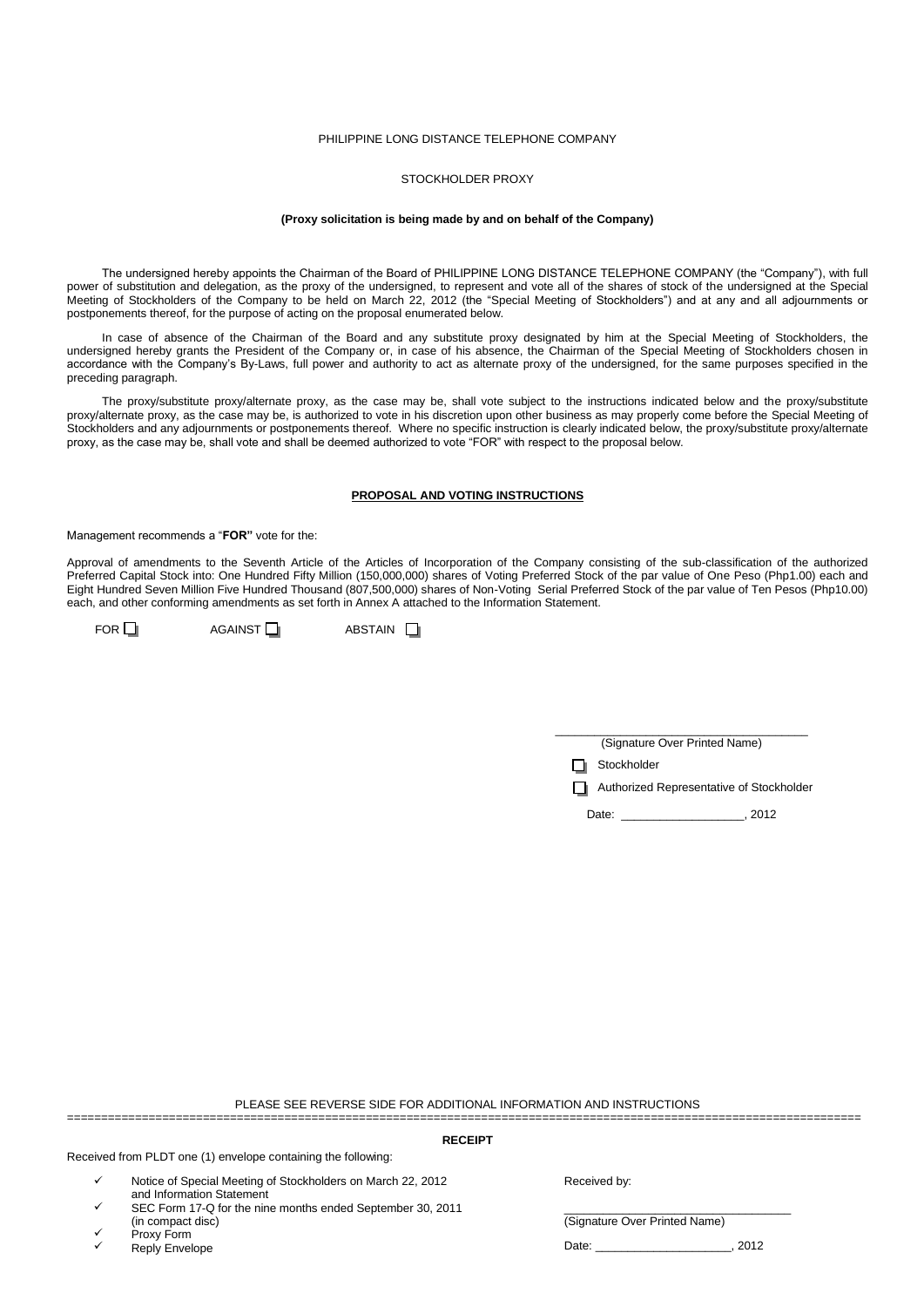PHILIPPINE LONG DISTANCE TELEPHONE COMPANY

STOCKHOLDER PROXY

**(Proxy solicitation is being made by and on behalf of the Company)**

The undersigned hereby appoints the Chairman of the Board of PHILIPPINE LONG DISTANCE TELEPHONE COMPANY (the "Company"), with full power of substitution and delegation, as the proxy of the undersigned, to represent and vote all of the shares of stock of the undersigned at the Special Meeting of Stockholders of the Company to be held on March 22, 2012 (the "Special Meeting of Stockholders") and at any and all adjournments or postponements thereof, for the purpose of acting on the proposal enumerated below.

In case of absence of the Chairman of the Board and any substitute proxy designated by him at the Special Meeting of Stockholders, the undersigned hereby grants the President of the Company or, in case of his absence, the Chairman of the Special Meeting of Stockholders chosen in accordance with the Company's By-Laws, full power and authority to act as alternate proxy of the undersigned, for the same purposes specified in the preceding paragraph.

The proxy/substitute proxy/alternate proxy, as the case may be, shall vote subject to the instructions indicated below and the proxy/substitute proxy/alternate proxy, as the case may be, is authorized to vote in his discretion upon other business as may properly come before the Special Meeting of Stockholders and any adjournments or postponements thereof. Where no specific instruction is clearly indicated below, the proxy/substitute proxy/alternate proxy, as the case may be, shall vote and shall be deemed authorized to vote "FOR" with respect to the proposal below.

**PROPOSAL AND VOTING INSTRUCTIONS**

Management recommends a "**FOR"** vote for the:

Approval of amendments to the Seventh Article of the Articles of Incorporation of the Company consisting of the sub-classification of the authorized Preferred Capital Stock into: One Hundred Fifty Million (150,000,000) shares of Voting Preferred Stock of the par value of One Peso (Php1.00) each and Eight Hundred Seven Million Five Hundred Thousand (807,500,000) shares of Non-Voting Serial Preferred Stock of the par value of Ten Pesos (Php10.00) each, and other conforming amendments as set forth in Annex A attached to the Information Statement.

FOR ☐ AGAINST ☐ ABSTAIN ☐

\_\_\_\_\_\_\_\_\_\_\_\_\_\_\_\_\_\_\_\_\_\_\_\_\_\_\_\_\_\_\_\_\_\_\_\_

(Signature Over Printed Name)

☐ Stockholder

☐ Authorized Representative of Stockholder

Date: \_\_\_\_\_\_\_\_\_\_\_\_\_\_\_\_\_\_\_\_, 2012

PLEASE SEE REVERSE SIDE FOR ADDITIONAL INFORMATION AND INSTRUCTIONS

---

**RECEIPT**

Received from PLDT one (1) envelope containing the following:

- ✓ Notice of Special Meeting of Stockholders on March 22, 2012 and Information Statement
- ✓ SEC Form 17-Q for the nine months ended September 30, 2011 (in compact disc)
- ✓ Proxy Form
- ✓ Reply Envelope

Received by:

\_\_\_\_\_\_\_\_\_\_\_\_\_\_\_\_\_\_\_\_\_\_\_\_\_\_\_\_\_\_\_\_\_\_\_\_

(Signature Over Printed Name)

Date: \_\_\_\_\_\_\_\_\_\_\_\_\_\_\_\_\_\_\_\_, 2012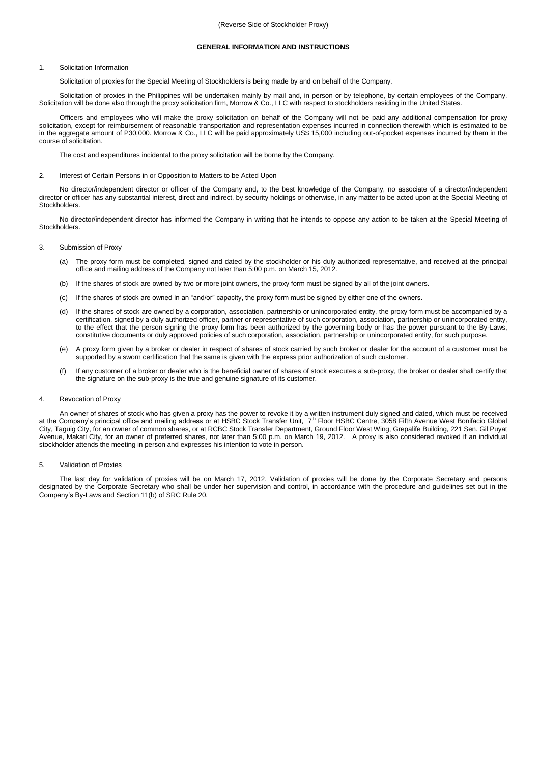(Reverse Side of Stockholder Proxy)

## GENERAL INFORMATION AND INSTRUCTIONS

1. Solicitation Information

Solicitation of proxies for the Special Meeting of Stockholders is being made by and on behalf of the Company.

Solicitation of proxies in the Philippines will be undertaken mainly by mail and, in person or by telephone, by certain employees of the Company. Solicitation will be done also through the proxy solicitation firm, Morrow & Co., LLC with respect to stockholders residing in the United States.

Officers and employees who will make the proxy solicitation on behalf of the Company will not be paid any additional compensation for proxy solicitation, except for reimbursement of reasonable transportation and representation expenses incurred in connection therewith which is estimated to be in the aggregate amount of P30,000. Morrow & Co., LLC will be paid approximately US$ 15,000 including out-of-pocket expenses incurred by them in the course of solicitation.

The cost and expenditures incidental to the proxy solicitation will be borne by the Company.

2. Interest of Certain Persons in or Opposition to Matters to be Acted Upon

No director/independent director or officer of the Company and, to the best knowledge of the Company, no associate of a director/independent director or officer has any substantial interest, direct and indirect, by security holdings or otherwise, in any matter to be acted upon at the Special Meeting of Stockholders.

No director/independent director has informed the Company in writing that he intends to oppose any action to be taken at the Special Meeting of Stockholders.

3. Submission of Proxy

   (a) The proxy form must be completed, signed and dated by the stockholder or his duly authorized representative, and received at the principal office and mailing address of the Company not later than 5:00 p.m. on March 15, 2012.

   (b) If the shares of stock are owned by two or more joint owners, the proxy form must be signed by all of the joint owners.

   (c) If the shares of stock are owned in an "and/or" capacity, the proxy form must be signed by either one of the owners.

   (d) If the shares of stock are owned by a corporation, association, partnership or unincorporated entity, the proxy form must be accompanied by a certification, signed by a duly authorized officer, partner or representative of such corporation, association, partnership or unincorporated entity, to the effect that the person signing the proxy form has been authorized by the governing body or has the power pursuant to the By-Laws, constitutive documents or duly approved policies of such corporation, association, partnership or unincorporated entity, for such purpose.

   (e) A proxy form given by a broker or dealer in respect of shares of stock carried by such broker or dealer for the account of a customer must be supported by a sworn certification that the same is given with the express prior authorization of such customer.

   (f) If any customer of a broker or dealer who is the beneficial owner of shares of stock executes a sub-proxy, the broker or dealer shall certify that the signature on the sub-proxy is the true and genuine signature of its customer.

4. Revocation of Proxy

An owner of shares of stock who has given a proxy has the power to revoke it by a written instrument duly signed and dated, which must be received at the Company's principal office and mailing address or at HSBC Stock Transfer Unit, 7th Floor HSBC Centre, 3058 Fifth Avenue West Bonifacio Global City, Taguig City, for an owner of common shares, or at RCBC Stock Transfer Department, Ground Floor West Wing, Grepalife Building, 221 Sen. Gil Puyat Avenue, Makati City, for an owner of preferred shares, not later than 5:00 p.m. on March 19, 2012. A proxy is also considered revoked if an individual stockholder attends the meeting in person and expresses his intention to vote in person.

5. Validation of Proxies

The last day for validation of proxies will be on March 17, 2012. Validation of proxies will be done by the Corporate Secretary and persons designated by the Corporate Secretary who shall be under her supervision and control, in accordance with the procedure and guidelines set out in the Company's By-Laws and Section 11(b) of SRC Rule 20.